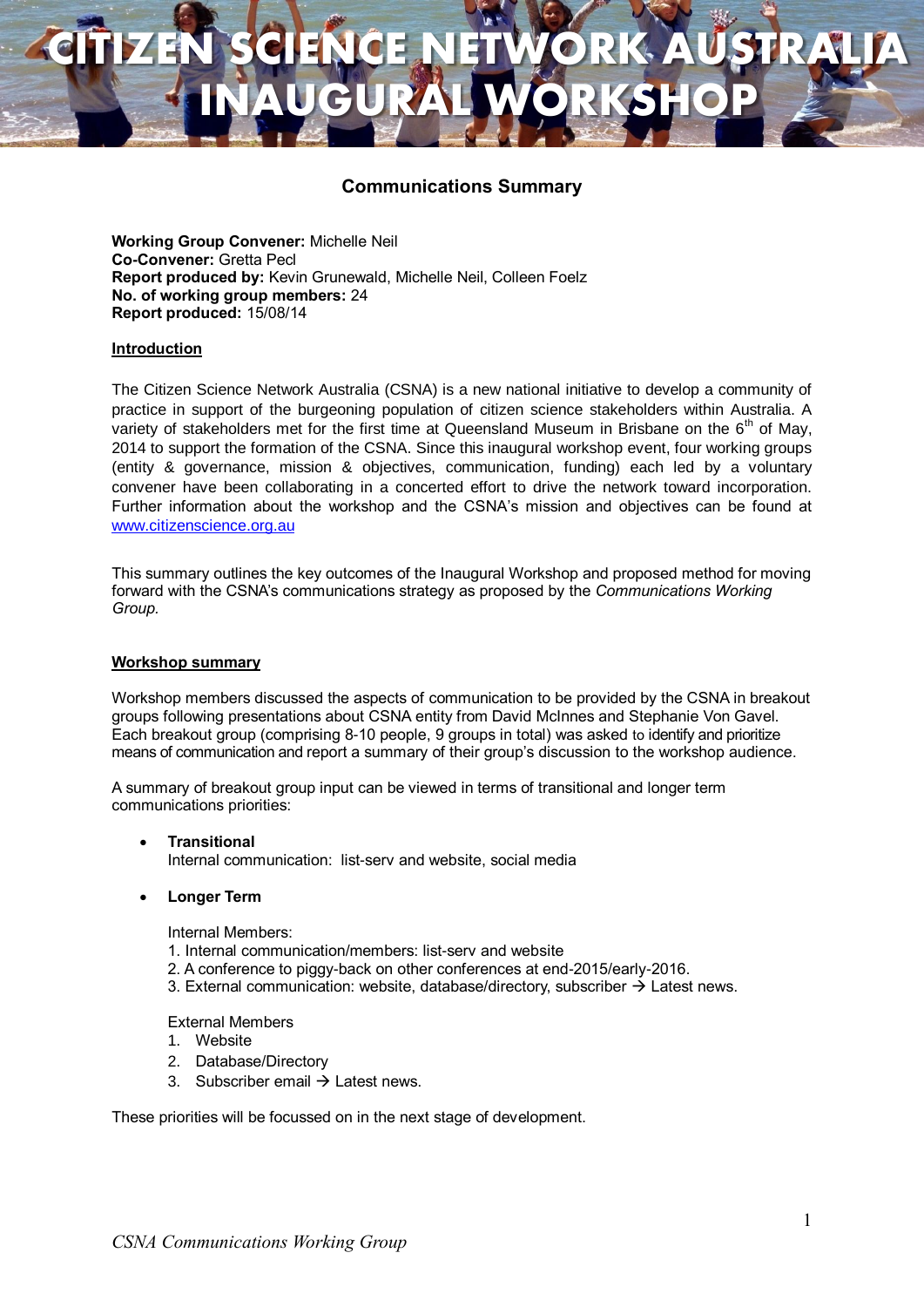# CITIZEN SCIENCE NETWORK AUSTRALIA INAUGURAL WORKSHOP

## Communications Summary

**Working Group Convener:** Michelle Neil
**Co-Convener:** Gretta Pecl
**Report produced by:** Kevin Grunewald, Michelle Neil, Colleen Foelz
**No. of working group members:** 24
**Report produced:** 15/08/14

**Introduction**

The Citizen Science Network Australia (CSNA) is a new national initiative to develop a community of practice in support of the burgeoning population of citizen science stakeholders within Australia. A variety of stakeholders met for the first time at Queensland Museum in Brisbane on the 6th of May, 2014 to support the formation of the CSNA. Since this inaugural workshop event, four working groups (entity & governance, mission & objectives, communication, funding) each led by a voluntary convener have been collaborating in a concerted effort to drive the network toward incorporation. Further information about the workshop and the CSNA's mission and objectives can be found at www.citizenscience.org.au

This summary outlines the key outcomes of the Inaugural Workshop and proposed method for moving forward with the CSNA's communications strategy as proposed by the *Communications Working Group*.

**Workshop summary**

Workshop members discussed the aspects of communication to be provided by the CSNA in breakout groups following presentations about CSNA entity from David McInnes and Stephanie Von Gavel. Each breakout group (comprising 8-10 people, 9 groups in total) was asked to identify and prioritize means of communication and report a summary of their group's discussion to the workshop audience.

A summary of breakout group input can be viewed in terms of transitional and longer term communications priorities:

- **Transitional**
  Internal communication: list-serv and website, social media

- **Longer Term**

  Internal Members:
  1. Internal communication/members: list-serv and website
  2. A conference to piggy-back on other conferences at end-2015/early-2016.
  3. External communication: website, database/directory, subscriber → Latest news.

  External Members
  1. Website
  2. Database/Directory
  3. Subscriber email → Latest news.

These priorities will be focussed on in the next stage of development.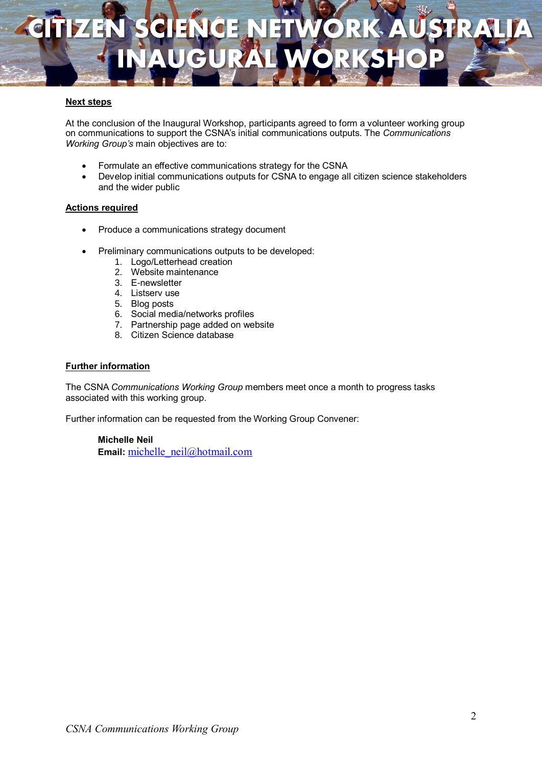# CITIZEN SCIENCE NETWORK AUSTRALIA INAUGURAL WORKSHOP

**Next steps**

At the conclusion of the Inaugural Workshop, participants agreed to form a volunteer working group on communications to support the CSNA's initial communications outputs. The *Communications Working Group's* main objectives are to:

- Formulate an effective communications strategy for the CSNA
- Develop initial communications outputs for CSNA to engage all citizen science stakeholders and the wider public

**Actions required**

- Produce a communications strategy document
- Preliminary communications outputs to be developed:
  1. Logo/Letterhead creation
  2. Website maintenance
  3. E-newsletter
  4. Listserv use
  5. Blog posts
  6. Social media/networks profiles
  7. Partnership page added on website
  8. Citizen Science database

**Further information**

The CSNA *Communications Working Group* members meet once a month to progress tasks associated with this working group.

Further information can be requested from the Working Group Convener:

**Michelle Neil**
**Email:** michelle_neil@hotmail.com